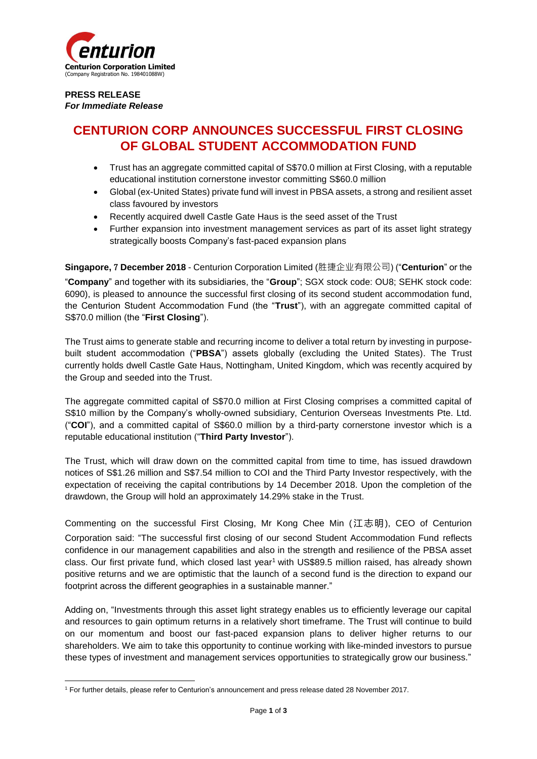**Centurion Corporation Limited**
(Company Registration No. 198401088W)

**PRESS RELEASE**
***For Immediate Release***

# CENTURION CORP ANNOUNCES SUCCESSFUL FIRST CLOSING OF GLOBAL STUDENT ACCOMMODATION FUND

- Trust has an aggregate committed capital of S$70.0 million at First Closing, with a reputable educational institution cornerstone investor committing S$60.0 million
- Global (ex-United States) private fund will invest in PBSA assets, a strong and resilient asset class favoured by investors
- Recently acquired dwell Castle Gate Haus is the seed asset of the Trust
- Further expansion into investment management services as part of its asset light strategy strategically boosts Company's fast-paced expansion plans

**Singapore, 7 December 2018** - Centurion Corporation Limited (胜捷企业有限公司) ("**Centurion**" or the "**Company**" and together with its subsidiaries, the "**Group**"; SGX stock code: OU8; SEHK stock code: 6090), is pleased to announce the successful first closing of its second student accommodation fund, the Centurion Student Accommodation Fund (the "**Trust**"), with an aggregate committed capital of S$70.0 million (the "**First Closing**").

The Trust aims to generate stable and recurring income to deliver a total return by investing in purpose-built student accommodation ("**PBSA**") assets globally (excluding the United States). The Trust currently holds dwell Castle Gate Haus, Nottingham, United Kingdom, which was recently acquired by the Group and seeded into the Trust.

The aggregate committed capital of S$70.0 million at First Closing comprises a committed capital of S$10 million by the Company's wholly-owned subsidiary, Centurion Overseas Investments Pte. Ltd. ("**COI**"), and a committed capital of S$60.0 million by a third-party cornerstone investor which is a reputable educational institution ("**Third Party Investor**").

The Trust, which will draw down on the committed capital from time to time, has issued drawdown notices of S$1.26 million and S$7.54 million to COI and the Third Party Investor respectively, with the expectation of receiving the capital contributions by 14 December 2018. Upon the completion of the drawdown, the Group will hold an approximately 14.29% stake in the Trust.

Commenting on the successful First Closing, Mr Kong Chee Min (江志明), CEO of Centurion Corporation said: "The successful first closing of our second Student Accommodation Fund reflects confidence in our management capabilities and also in the strength and resilience of the PBSA asset class. Our first private fund, which closed last year[1] with US$89.5 million raised, has already shown positive returns and we are optimistic that the launch of a second fund is the direction to expand our footprint across the different geographies in a sustainable manner."

Adding on, "Investments through this asset light strategy enables us to efficiently leverage our capital and resources to gain optimum returns in a relatively short timeframe. The Trust will continue to build on our momentum and boost our fast-paced expansion plans to deliver higher returns to our shareholders. We aim to take this opportunity to continue working with like-minded investors to pursue these types of investment and management services opportunities to strategically grow our business."

[1] For further details, please refer to Centurion's announcement and press release dated 28 November 2017.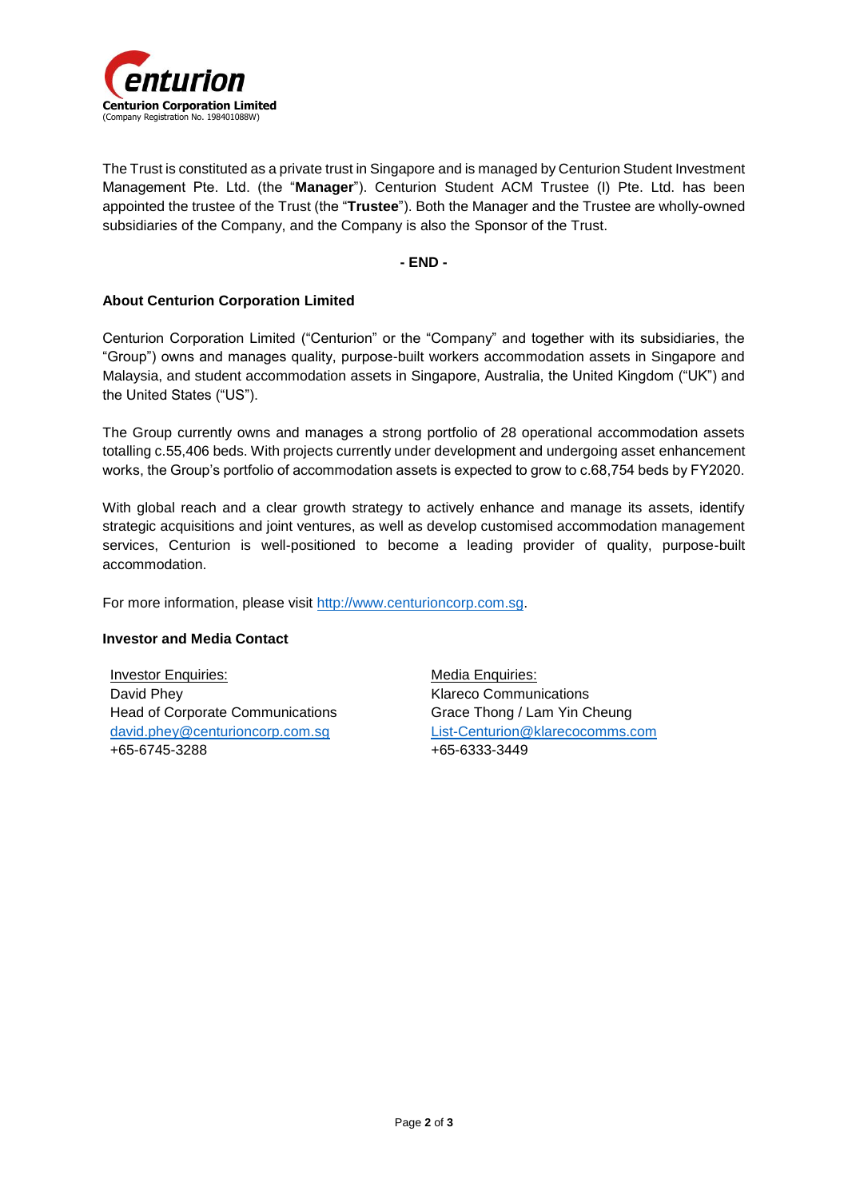**Centurion Corporation Limited**
(Company Registration No. 198401088W)

The Trust is constituted as a private trust in Singapore and is managed by Centurion Student Investment Management Pte. Ltd. (the "**Manager**"). Centurion Student ACM Trustee (I) Pte. Ltd. has been appointed the trustee of the Trust (the "**Trustee**"). Both the Manager and the Trustee are wholly-owned subsidiaries of the Company, and the Company is also the Sponsor of the Trust.

**- END -**

**About Centurion Corporation Limited**

Centurion Corporation Limited ("Centurion" or the "Company" and together with its subsidiaries, the "Group") owns and manages quality, purpose-built workers accommodation assets in Singapore and Malaysia, and student accommodation assets in Singapore, Australia, the United Kingdom ("UK") and the United States ("US").

The Group currently owns and manages a strong portfolio of 28 operational accommodation assets totalling c.55,406 beds. With projects currently under development and undergoing asset enhancement works, the Group's portfolio of accommodation assets is expected to grow to c.68,754 beds by FY2020.

With global reach and a clear growth strategy to actively enhance and manage its assets, identify strategic acquisitions and joint ventures, as well as develop customised accommodation management services, Centurion is well-positioned to become a leading provider of quality, purpose-built accommodation.

For more information, please visit http://www.centurioncorp.com.sg.

**Investor and Media Contact**

Investor Enquiries:
David Phey
Head of Corporate Communications
david.phey@centurioncorp.com.sg
+65-6745-3288

Media Enquiries:
Klareco Communications
Grace Thong / Lam Yin Cheung
List-Centurion@klarecocomms.com
+65-6333-3449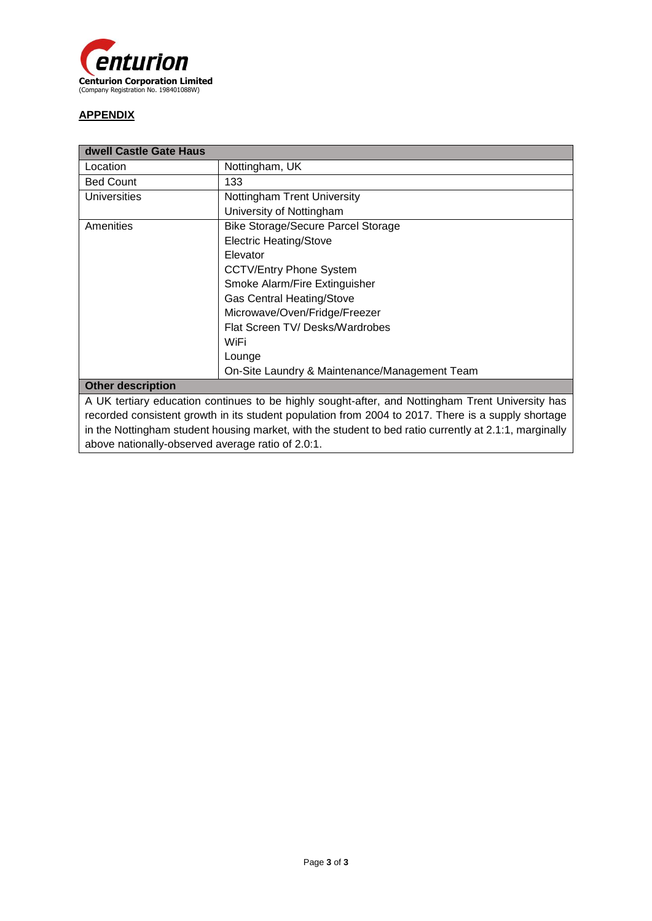**Centurion Corporation Limited**
(Company Registration No. 198401088W)

## APPENDIX

| dwell Castle Gate Haus | |
|---|---|
| Location | Nottingham, UK |
| Bed Count | 133 |
| Universities | Nottingham Trent University<br>University of Nottingham |
| Amenities | Bike Storage/Secure Parcel Storage<br>Electric Heating/Stove<br>Elevator<br>CCTV/Entry Phone System<br>Smoke Alarm/Fire Extinguisher<br>Gas Central Heating/Stove<br>Microwave/Oven/Fridge/Freezer<br>Flat Screen TV/ Desks/Wardrobes<br>WiFi<br>Lounge<br>On-Site Laundry & Maintenance/Management Team |
| **Other description** | |
| A UK tertiary education continues to be highly sought-after, and Nottingham Trent University has recorded consistent growth in its student population from 2004 to 2017. There is a supply shortage in the Nottingham student housing market, with the student to bed ratio currently at 2.1:1, marginally above nationally-observed average ratio of 2.0:1. | |